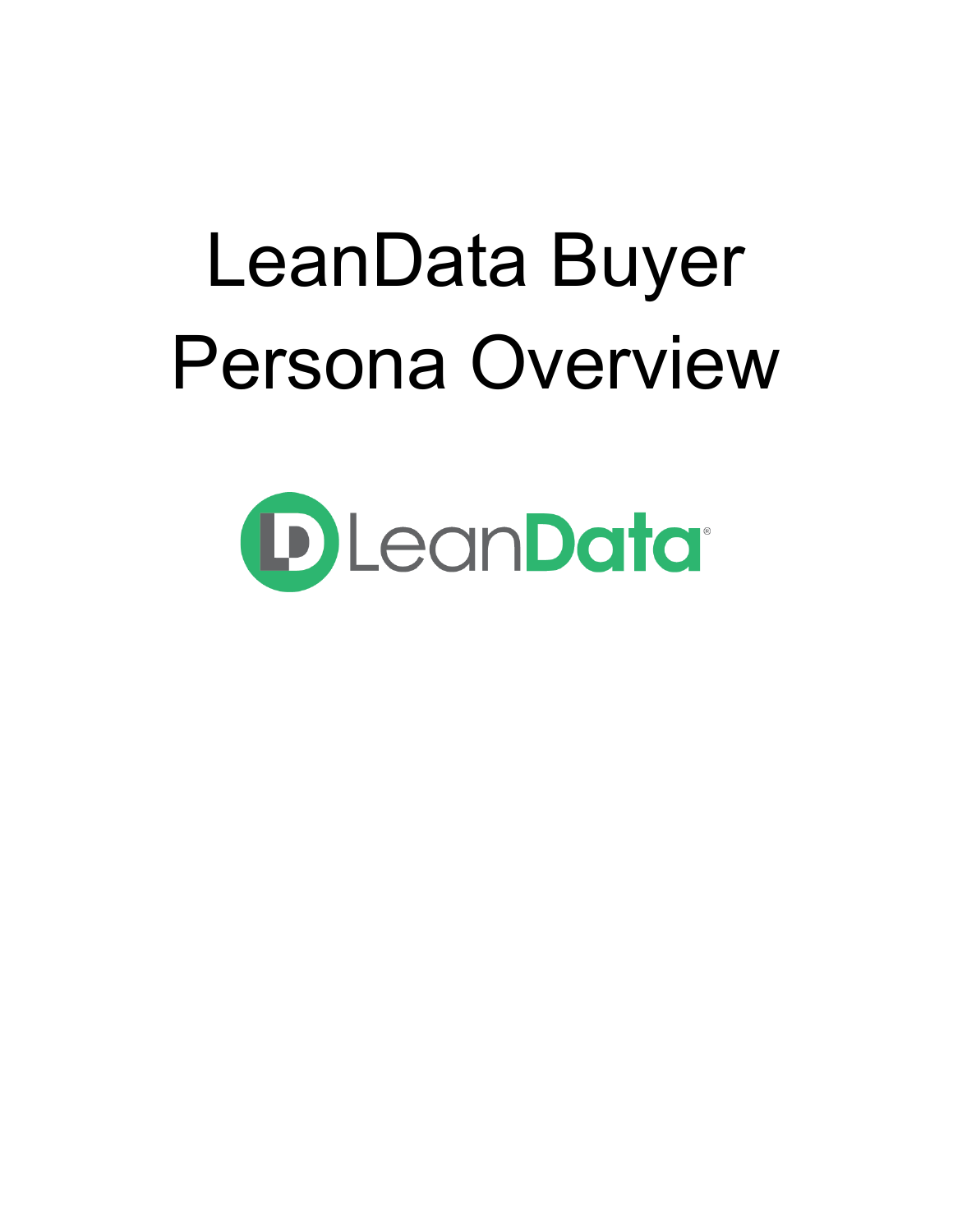# LeanData Buyer Persona Overview

LeanData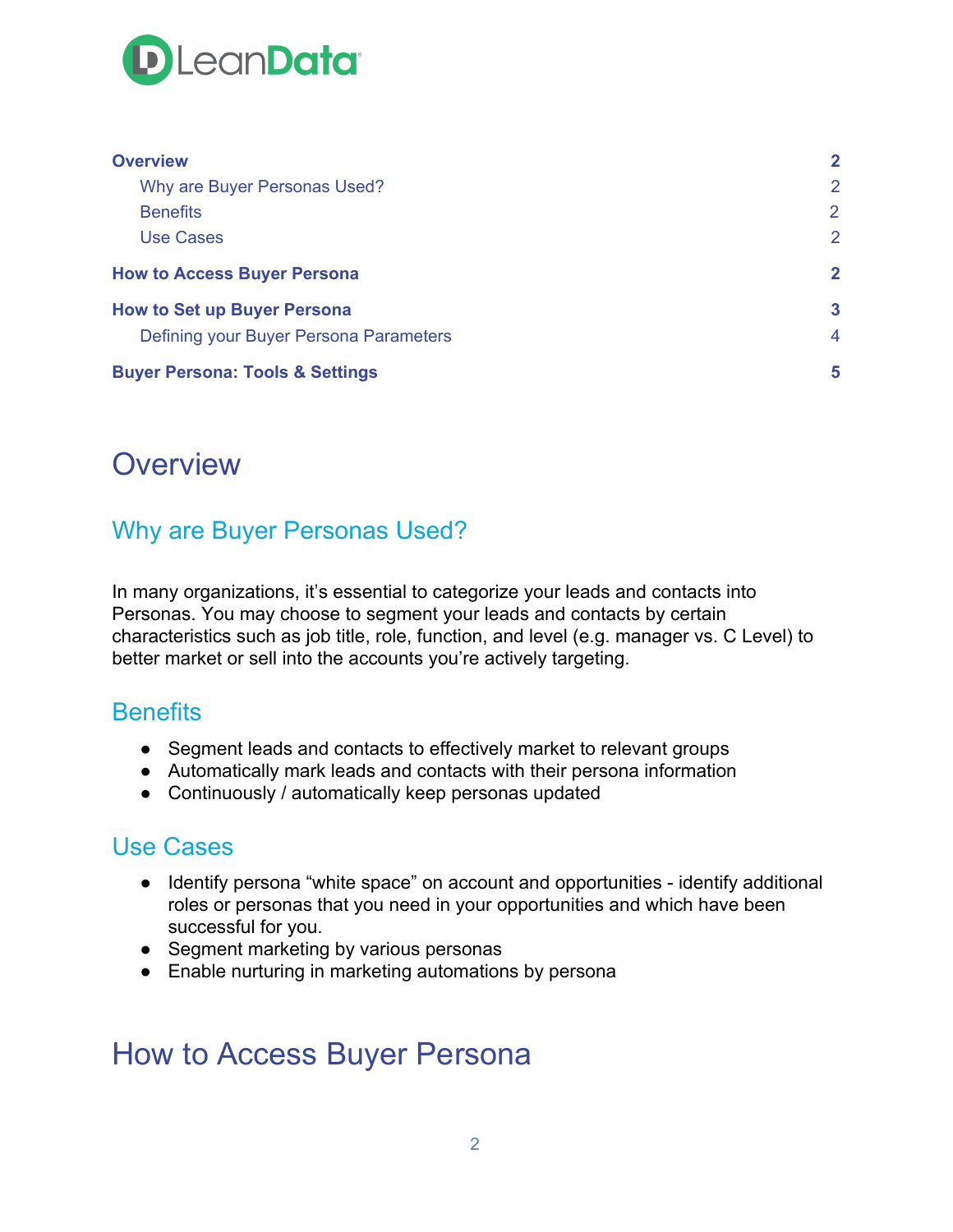| | |
|---|---|
| **Overview** | **2** |
| Why are Buyer Personas Used? | 2 |
| Benefits | 2 |
| Use Cases | 2 |
| **How to Access Buyer Persona** | **2** |
| **How to Set up Buyer Persona** | **3** |
| Defining your Buyer Persona Parameters | 4 |
| **Buyer Persona: Tools & Settings** | **5** |

# Overview

## Why are Buyer Personas Used?

In many organizations, it's essential to categorize your leads and contacts into Personas. You may choose to segment your leads and contacts by certain characteristics such as job title, role, function, and level (e.g. manager vs. C Level) to better market or sell into the accounts you're actively targeting.

## Benefits

- Segment leads and contacts to effectively market to relevant groups
- Automatically mark leads and contacts with their persona information
- Continuously / automatically keep personas updated

## Use Cases

- Identify persona "white space" on account and opportunities - identify additional roles or personas that you need in your opportunities and which have been successful for you.
- Segment marketing by various personas
- Enable nurturing in marketing automations by persona

# How to Access Buyer Persona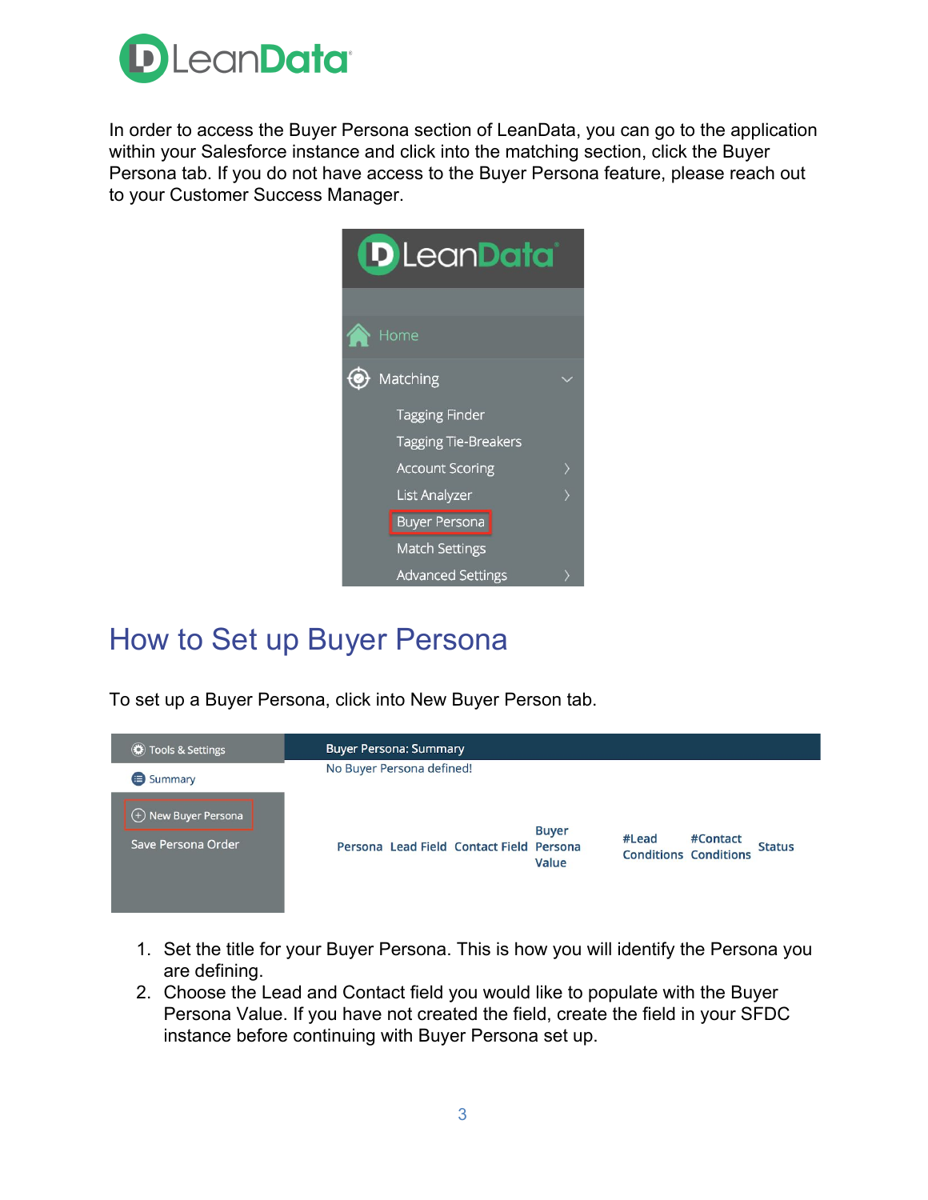In order to access the Buyer Persona section of LeanData, you can go to the application within your Salesforce instance and click into the matching section, click the Buyer Persona tab. If you do not have access to the Buyer Persona feature, please reach out to your Customer Success Manager.

# How to Set up Buyer Persona

To set up a Buyer Persona, click into New Buyer Person tab.

1. Set the title for your Buyer Persona. This is how you will identify the Persona you are defining.
2. Choose the Lead and Contact field you would like to populate with the Buyer Persona Value. If you have not created the field, create the field in your SFDC instance before continuing with Buyer Persona set up.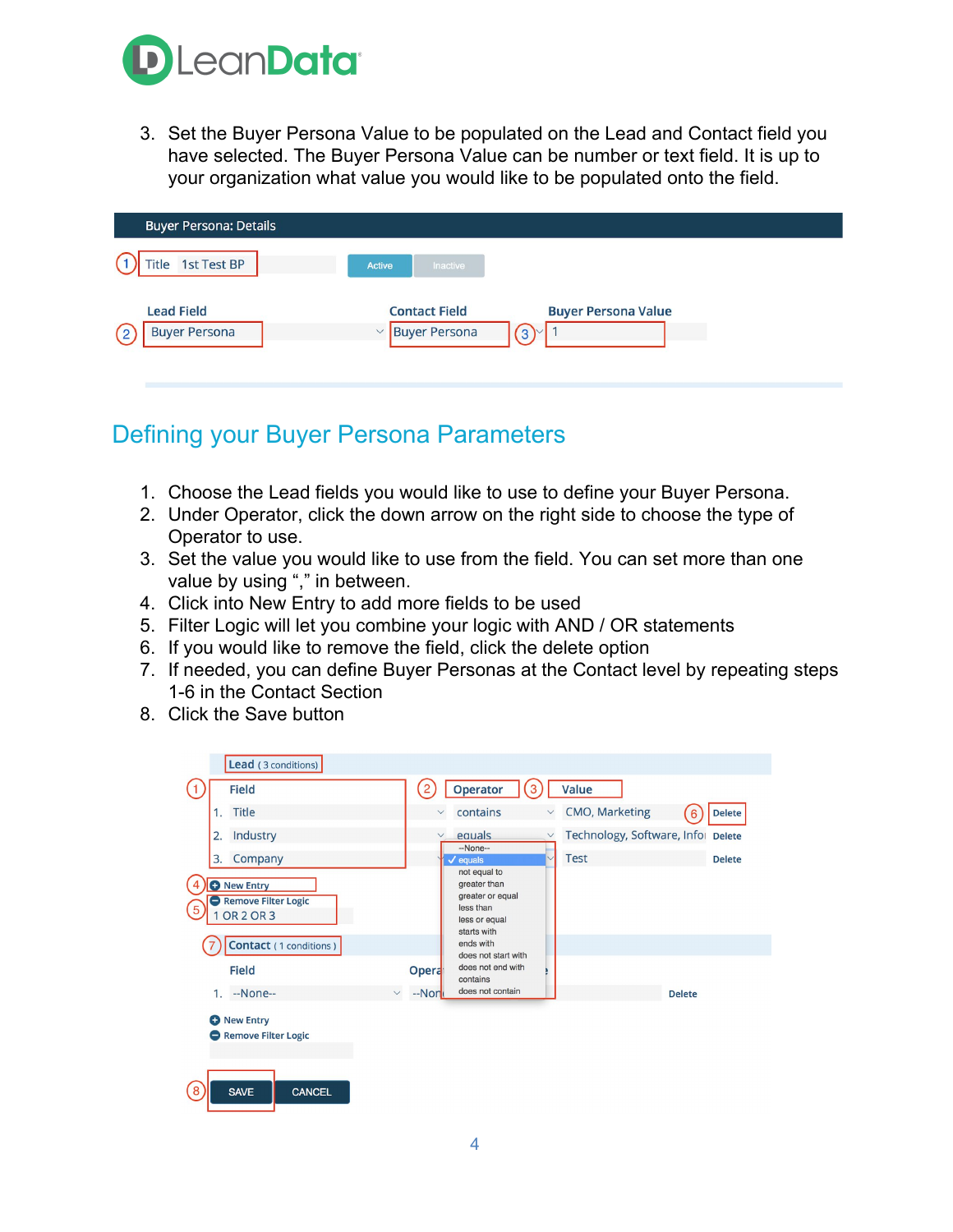3. Set the Buyer Persona Value to be populated on the Lead and Contact field you have selected. The Buyer Persona Value can be number or text field. It is up to your organization what value you would like to be populated onto the field.

## Defining your Buyer Persona Parameters

1. Choose the Lead fields you would like to use to define your Buyer Persona.
2. Under Operator, click the down arrow on the right side to choose the type of Operator to use.
3. Set the value you would like to use from the field. You can set more than one value by using "," in between.
4. Click into New Entry to add more fields to be used
5. Filter Logic will let you combine your logic with AND / OR statements
6. If you would like to remove the field, click the delete option
7. If needed, you can define Buyer Personas at the Contact level by repeating steps 1-6 in the Contact Section
8. Click the Save button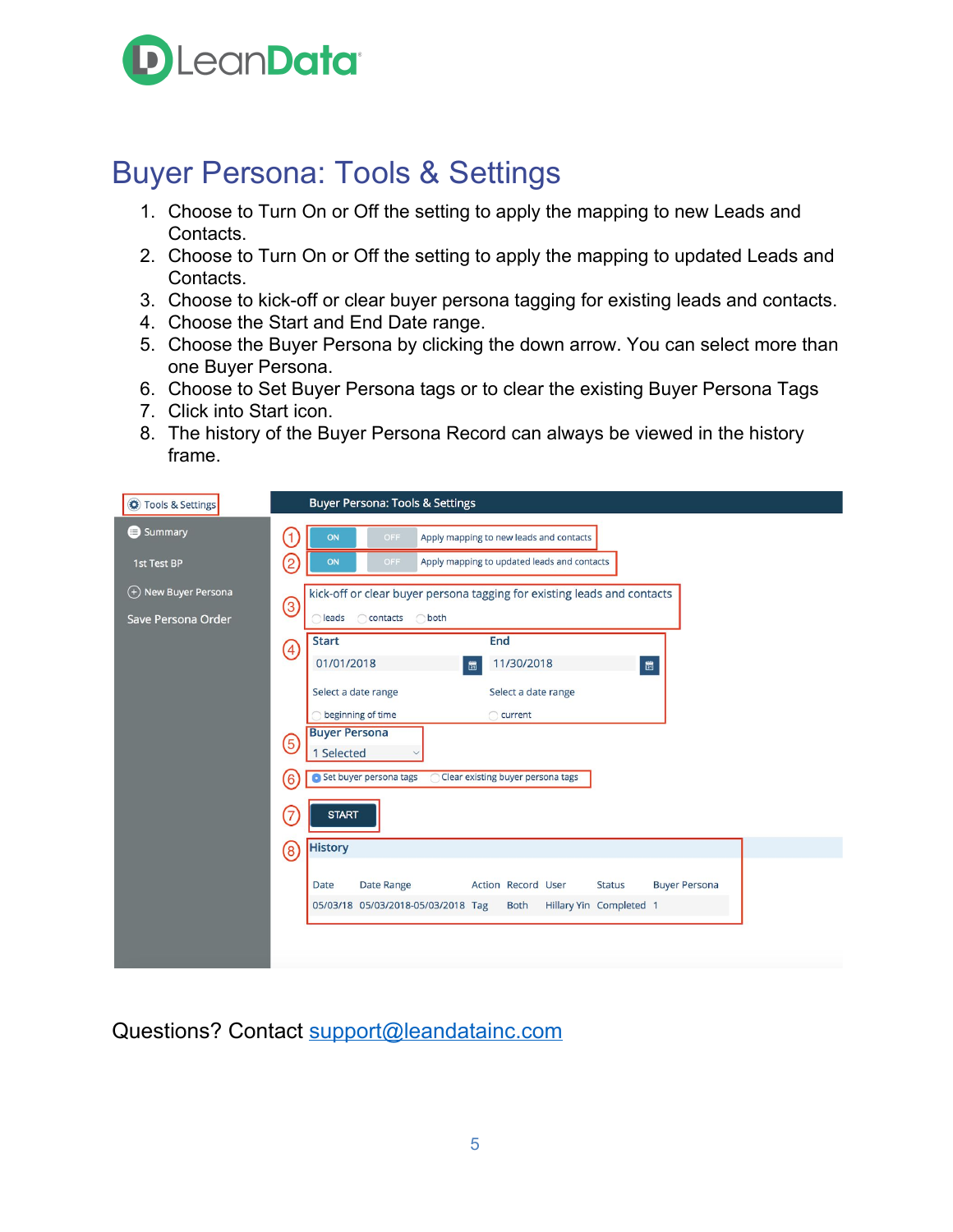# Buyer Persona: Tools & Settings

1. Choose to Turn On or Off the setting to apply the mapping to new Leads and Contacts.
2. Choose to Turn On or Off the setting to apply the mapping to updated Leads and Contacts.
3. Choose to kick-off or clear buyer persona tagging for existing leads and contacts.
4. Choose the Start and End Date range.
5. Choose the Buyer Persona by clicking the down arrow. You can select more than one Buyer Persona.
6. Choose to Set Buyer Persona tags or to clear the existing Buyer Persona Tags
7. Click into Start icon.
8. The history of the Buyer Persona Record can always be viewed in the history frame.

Questions? Contact support@leandatainc.com